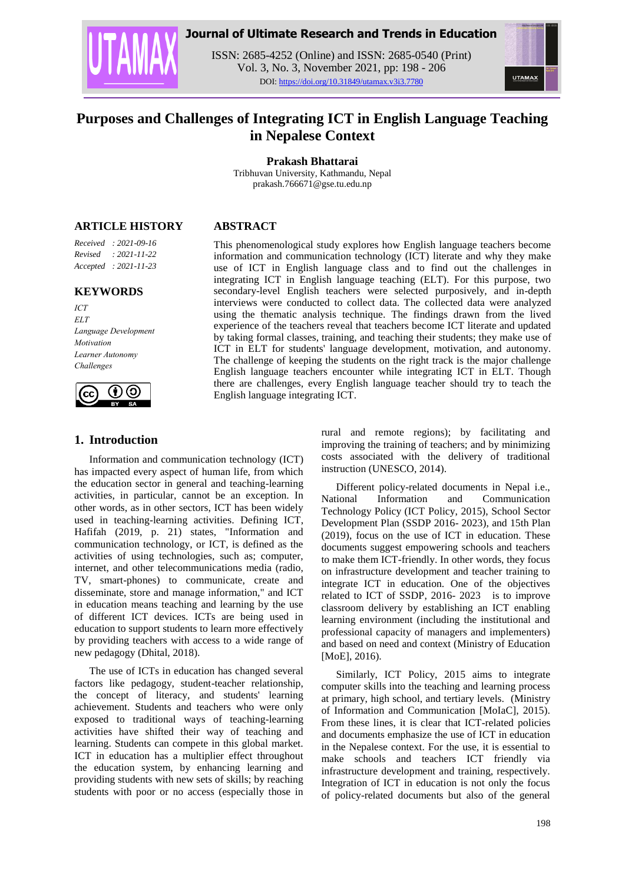# Purposes and Challenges of Integrating ICT in English Language Teaching in Nepalese Context

**Prakash Bhattarai**
Tribhuvan University, Kathmandu, Nepal
prakash.766671@gse.tu.edu.np

## ARTICLE HISTORY

*Received : 2021-09-16*
*Revised : 2021-11-22*
*Accepted : 2021-11-23*

## KEYWORDS

*ICT*
*ELT*
*Language Development*
*Motivation*
*Learner Autonomy*
*Challenges*

## ABSTRACT

This phenomenological study explores how English language teachers become information and communication technology (ICT) literate and why they make use of ICT in English language class and to find out the challenges in integrating ICT in English language teaching (ELT). For this purpose, two secondary-level English teachers were selected purposively, and in-depth interviews were conducted to collect data. The collected data were analyzed using the thematic analysis technique. The findings drawn from the lived experience of the teachers reveal that teachers become ICT literate and updated by taking formal classes, training, and teaching their students; they make use of ICT in ELT for students' language development, motivation, and autonomy. The challenge of keeping the students on the right track is the major challenge English language teachers encounter while integrating ICT in ELT. Though there are challenges, every English language teacher should try to teach the English language integrating ICT.

## 1. Introduction

Information and communication technology (ICT) has impacted every aspect of human life, from which the education sector in general and teaching-learning activities, in particular, cannot be an exception. In other words, as in other sectors, ICT has been widely used in teaching-learning activities. Defining ICT, Hafifah (2019, p. 21) states, "Information and communication technology, or ICT, is defined as the activities of using technologies, such as; computer, internet, and other telecommunications media (radio, TV, smart-phones) to communicate, create and disseminate, store and manage information," and ICT in education means teaching and learning by the use of different ICT devices. ICTs are being used in education to support students to learn more effectively by providing teachers with access to a wide range of new pedagogy (Dhital, 2018).

The use of ICTs in education has changed several factors like pedagogy, student-teacher relationship, the concept of literacy, and students' learning achievement. Students and teachers who were only exposed to traditional ways of teaching-learning activities have shifted their way of teaching and learning. Students can compete in this global market. ICT in education has a multiplier effect throughout the education system, by enhancing learning and providing students with new sets of skills; by reaching students with poor or no access (especially those in rural and remote regions); by facilitating and improving the training of teachers; and by minimizing costs associated with the delivery of traditional instruction (UNESCO, 2014).

Different policy-related documents in Nepal i.e., National Information and Communication Technology Policy (ICT Policy, 2015), School Sector Development Plan (SSDP 2016- 2023), and 15th Plan (2019), focus on the use of ICT in education. These documents suggest empowering schools and teachers to make them ICT-friendly. In other words, they focus on infrastructure development and teacher training to integrate ICT in education. One of the objectives related to ICT of SSDP, 2016- 2023 is to improve classroom delivery by establishing an ICT enabling learning environment (including the institutional and professional capacity of managers and implementers) and based on need and context (Ministry of Education [MoE], 2016).

Similarly, ICT Policy, 2015 aims to integrate computer skills into the teaching and learning process at primary, high school, and tertiary levels. (Ministry of Information and Communication [MoIaC], 2015). From these lines, it is clear that ICT-related policies and documents emphasize the use of ICT in education in the Nepalese context. For the use, it is essential to make schools and teachers ICT friendly via infrastructure development and training, respectively. Integration of ICT in education is not only the focus of policy-related documents but also of the general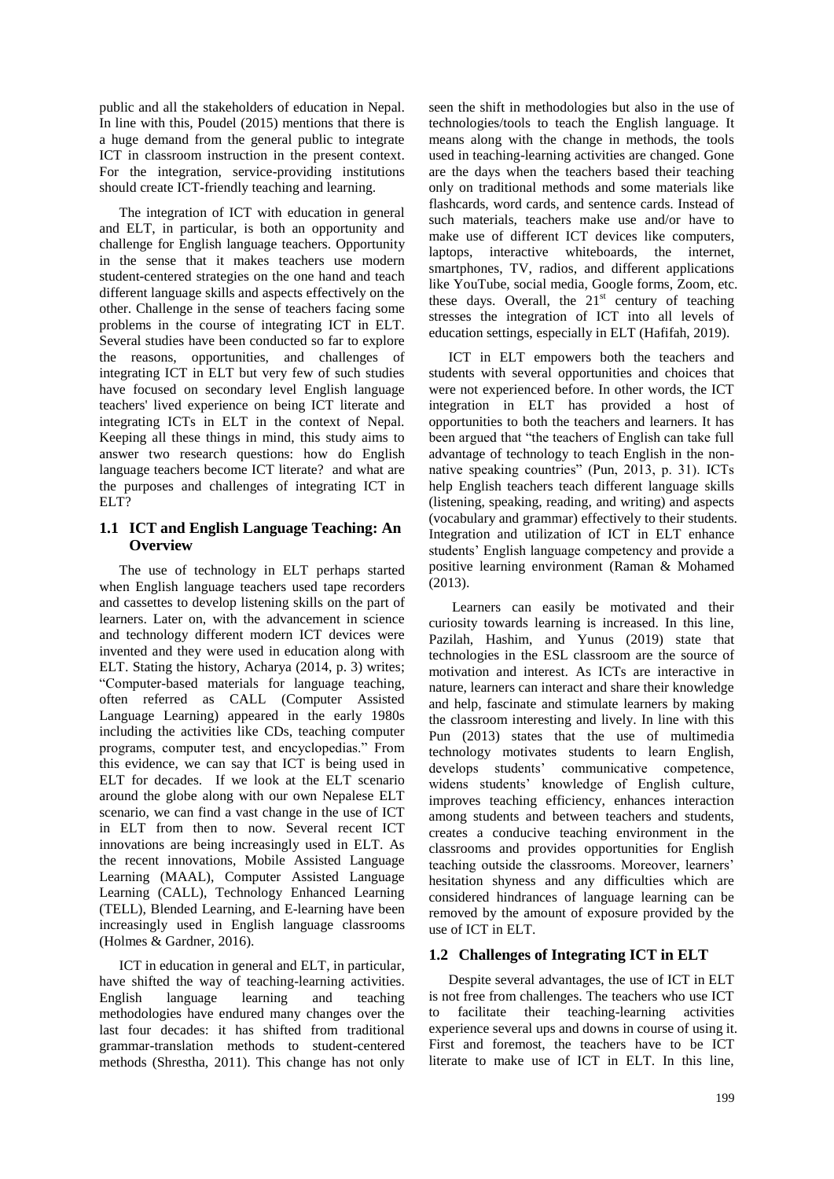public and all the stakeholders of education in Nepal. In line with this, Poudel (2015) mentions that there is a huge demand from the general public to integrate ICT in classroom instruction in the present context. For the integration, service-providing institutions should create ICT-friendly teaching and learning.

The integration of ICT with education in general and ELT, in particular, is both an opportunity and challenge for English language teachers. Opportunity in the sense that it makes teachers use modern student-centered strategies on the one hand and teach different language skills and aspects effectively on the other. Challenge in the sense of teachers facing some problems in the course of integrating ICT in ELT. Several studies have been conducted so far to explore the reasons, opportunities, and challenges of integrating ICT in ELT but very few of such studies have focused on secondary level English language teachers' lived experience on being ICT literate and integrating ICTs in ELT in the context of Nepal. Keeping all these things in mind, this study aims to answer two research questions: how do English language teachers become ICT literate? and what are the purposes and challenges of integrating ICT in ELT?

### 1.1 ICT and English Language Teaching: An Overview

The use of technology in ELT perhaps started when English language teachers used tape recorders and cassettes to develop listening skills on the part of learners. Later on, with the advancement in science and technology different modern ICT devices were invented and they were used in education along with ELT. Stating the history, Acharya (2014, p. 3) writes; "Computer-based materials for language teaching, often referred as CALL (Computer Assisted Language Learning) appeared in the early 1980s including the activities like CDs, teaching computer programs, computer test, and encyclopedias." From this evidence, we can say that ICT is being used in ELT for decades. If we look at the ELT scenario around the globe along with our own Nepalese ELT scenario, we can find a vast change in the use of ICT in ELT from then to now. Several recent ICT innovations are being increasingly used in ELT. As the recent innovations, Mobile Assisted Language Learning (MAAL), Computer Assisted Language Learning (CALL), Technology Enhanced Learning (TELL), Blended Learning, and E-learning have been increasingly used in English language classrooms (Holmes & Gardner, 2016).

ICT in education in general and ELT, in particular, have shifted the way of teaching-learning activities. English language learning and teaching methodologies have endured many changes over the last four decades: it has shifted from traditional grammar-translation methods to student-centered methods (Shrestha, 2011). This change has not only seen the shift in methodologies but also in the use of technologies/tools to teach the English language. It means along with the change in methods, the tools used in teaching-learning activities are changed. Gone are the days when the teachers based their teaching only on traditional methods and some materials like flashcards, word cards, and sentence cards. Instead of such materials, teachers make use and/or have to make use of different ICT devices like computers, laptops, interactive whiteboards, the internet, smartphones, TV, radios, and different applications like YouTube, social media, Google forms, Zoom, etc. these days. Overall, the 21st century of teaching stresses the integration of ICT into all levels of education settings, especially in ELT (Hafifah, 2019).

ICT in ELT empowers both the teachers and students with several opportunities and choices that were not experienced before. In other words, the ICT integration in ELT has provided a host of opportunities to both the teachers and learners. It has been argued that "the teachers of English can take full advantage of technology to teach English in the non-native speaking countries" (Pun, 2013, p. 31). ICTs help English teachers teach different language skills (listening, speaking, reading, and writing) and aspects (vocabulary and grammar) effectively to their students. Integration and utilization of ICT in ELT enhance students' English language competency and provide a positive learning environment (Raman & Mohamed (2013).

Learners can easily be motivated and their curiosity towards learning is increased. In this line, Pazilah, Hashim, and Yunus (2019) state that technologies in the ESL classroom are the source of motivation and interest. As ICTs are interactive in nature, learners can interact and share their knowledge and help, fascinate and stimulate learners by making the classroom interesting and lively. In line with this Pun (2013) states that the use of multimedia technology motivates students to learn English, develops students' communicative competence, widens students' knowledge of English culture, improves teaching efficiency, enhances interaction among students and between teachers and students, creates a conducive teaching environment in the classrooms and provides opportunities for English teaching outside the classrooms. Moreover, learners' hesitation shyness and any difficulties which are considered hindrances of language learning can be removed by the amount of exposure provided by the use of ICT in ELT.

### 1.2 Challenges of Integrating ICT in ELT

Despite several advantages, the use of ICT in ELT is not free from challenges. The teachers who use ICT to facilitate their teaching-learning activities experience several ups and downs in course of using it. First and foremost, the teachers have to be ICT literate to make use of ICT in ELT. In this line,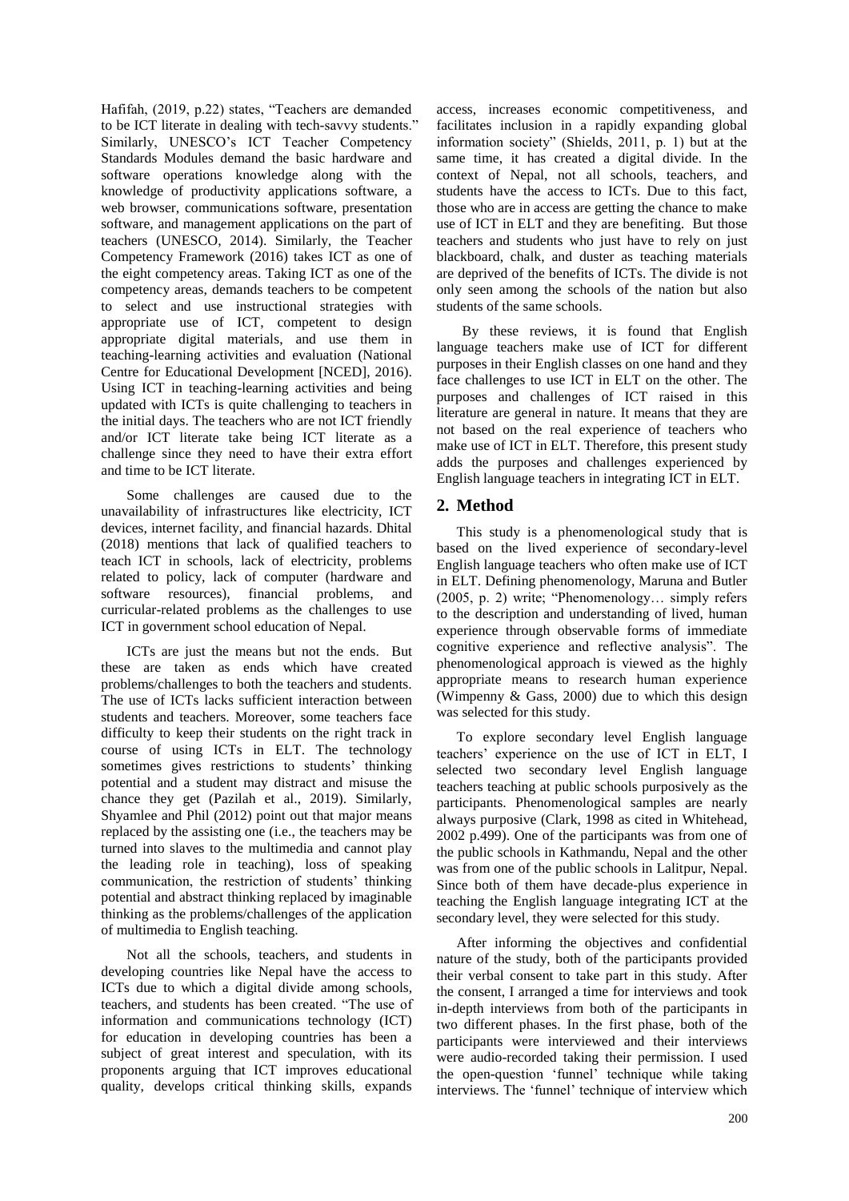Hafifah, (2019, p.22) states, "Teachers are demanded to be ICT literate in dealing with tech-savvy students." Similarly, UNESCO's ICT Teacher Competency Standards Modules demand the basic hardware and software operations knowledge along with the knowledge of productivity applications software, a web browser, communications software, presentation software, and management applications on the part of teachers (UNESCO, 2014). Similarly, the Teacher Competency Framework (2016) takes ICT as one of the eight competency areas. Taking ICT as one of the competency areas, demands teachers to be competent to select and use instructional strategies with appropriate use of ICT, competent to design appropriate digital materials, and use them in teaching-learning activities and evaluation (National Centre for Educational Development [NCED], 2016). Using ICT in teaching-learning activities and being updated with ICTs is quite challenging to teachers in the initial days. The teachers who are not ICT friendly and/or ICT literate take being ICT literate as a challenge since they need to have their extra effort and time to be ICT literate.

Some challenges are caused due to the unavailability of infrastructures like electricity, ICT devices, internet facility, and financial hazards. Dhital (2018) mentions that lack of qualified teachers to teach ICT in schools, lack of electricity, problems related to policy, lack of computer (hardware and software resources), financial problems, and curricular-related problems as the challenges to use ICT in government school education of Nepal.

ICTs are just the means but not the ends. But these are taken as ends which have created problems/challenges to both the teachers and students. The use of ICTs lacks sufficient interaction between students and teachers. Moreover, some teachers face difficulty to keep their students on the right track in course of using ICTs in ELT. The technology sometimes gives restrictions to students' thinking potential and a student may distract and misuse the chance they get (Pazilah et al., 2019). Similarly, Shyamlee and Phil (2012) point out that major means replaced by the assisting one (i.e., the teachers may be turned into slaves to the multimedia and cannot play the leading role in teaching), loss of speaking communication, the restriction of students' thinking potential and abstract thinking replaced by imaginable thinking as the problems/challenges of the application of multimedia to English teaching.

Not all the schools, teachers, and students in developing countries like Nepal have the access to ICTs due to which a digital divide among schools, teachers, and students has been created. "The use of information and communications technology (ICT) for education in developing countries has been a subject of great interest and speculation, with its proponents arguing that ICT improves educational quality, develops critical thinking skills, expands access, increases economic competitiveness, and facilitates inclusion in a rapidly expanding global information society" (Shields, 2011, p. 1) but at the same time, it has created a digital divide. In the context of Nepal, not all schools, teachers, and students have the access to ICTs. Due to this fact, those who are in access are getting the chance to make use of ICT in ELT and they are benefiting. But those teachers and students who just have to rely on just blackboard, chalk, and duster as teaching materials are deprived of the benefits of ICTs. The divide is not only seen among the schools of the nation but also students of the same schools.

By these reviews, it is found that English language teachers make use of ICT for different purposes in their English classes on one hand and they face challenges to use ICT in ELT on the other. The purposes and challenges of ICT raised in this literature are general in nature. It means that they are not based on the real experience of teachers who make use of ICT in ELT. Therefore, this present study adds the purposes and challenges experienced by English language teachers in integrating ICT in ELT.

## 2. Method

This study is a phenomenological study that is based on the lived experience of secondary-level English language teachers who often make use of ICT in ELT. Defining phenomenology, Maruna and Butler (2005, p. 2) write; "Phenomenology… simply refers to the description and understanding of lived, human experience through observable forms of immediate cognitive experience and reflective analysis". The phenomenological approach is viewed as the highly appropriate means to research human experience (Wimpenny & Gass, 2000) due to which this design was selected for this study.

To explore secondary level English language teachers' experience on the use of ICT in ELT, I selected two secondary level English language teachers teaching at public schools purposively as the participants. Phenomenological samples are nearly always purposive (Clark, 1998 as cited in Whitehead, 2002 p.499). One of the participants was from one of the public schools in Kathmandu, Nepal and the other was from one of the public schools in Lalitpur, Nepal. Since both of them have decade-plus experience in teaching the English language integrating ICT at the secondary level, they were selected for this study.

After informing the objectives and confidential nature of the study, both of the participants provided their verbal consent to take part in this study. After the consent, I arranged a time for interviews and took in-depth interviews from both of the participants in two different phases. In the first phase, both of the participants were interviewed and their interviews were audio-recorded taking their permission. I used the open-question 'funnel' technique while taking interviews. The 'funnel' technique of interview which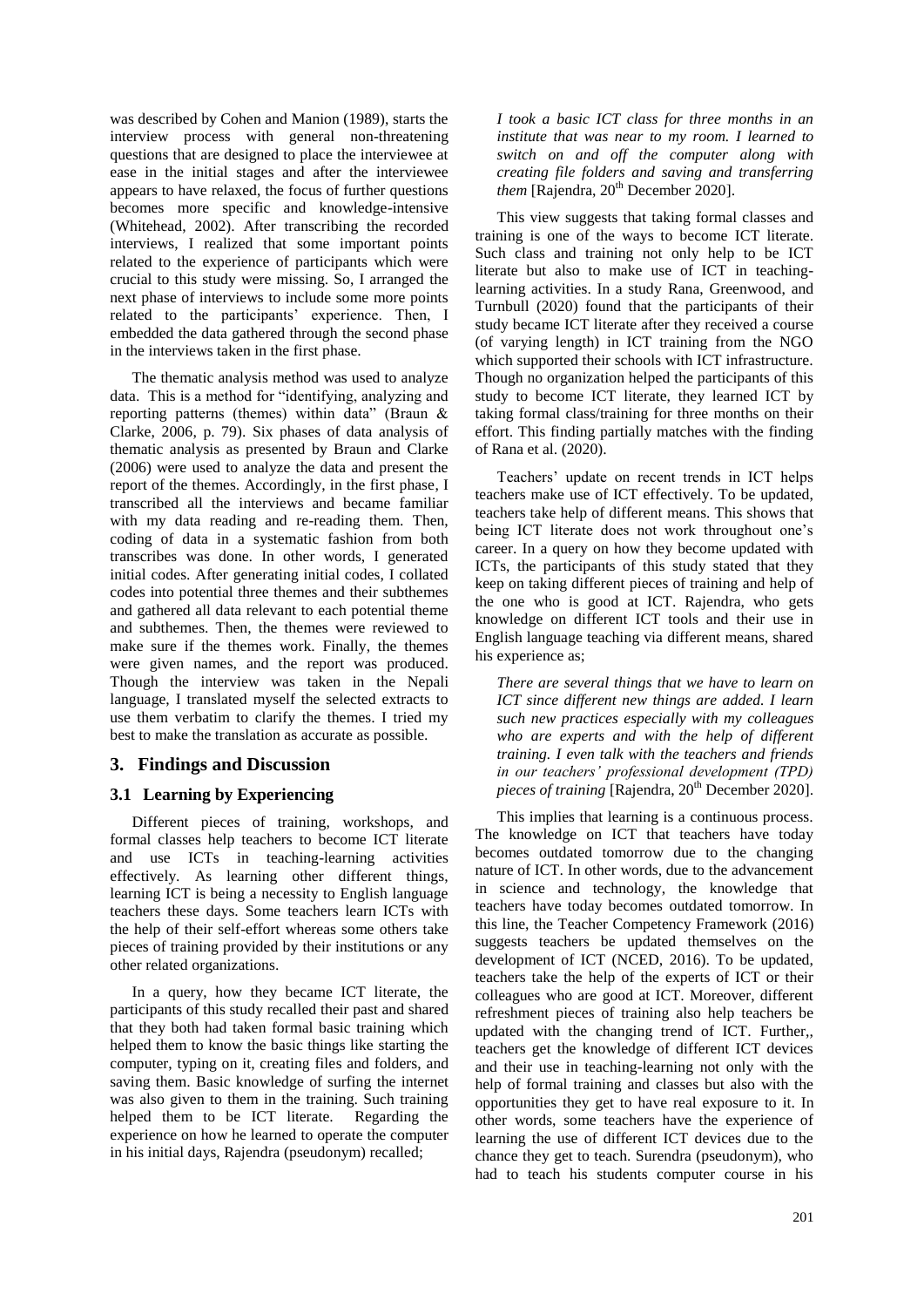was described by Cohen and Manion (1989), starts the interview process with general non-threatening questions that are designed to place the interviewee at ease in the initial stages and after the interviewee appears to have relaxed, the focus of further questions becomes more specific and knowledge-intensive (Whitehead, 2002). After transcribing the recorded interviews, I realized that some important points related to the experience of participants which were crucial to this study were missing. So, I arranged the next phase of interviews to include some more points related to the participants' experience. Then, I embedded the data gathered through the second phase in the interviews taken in the first phase.

The thematic analysis method was used to analyze data. This is a method for "identifying, analyzing and reporting patterns (themes) within data" (Braun & Clarke, 2006, p. 79). Six phases of data analysis of thematic analysis as presented by Braun and Clarke (2006) were used to analyze the data and present the report of the themes. Accordingly, in the first phase, I transcribed all the interviews and became familiar with my data reading and re-reading them. Then, coding of data in a systematic fashion from both transcribes was done. In other words, I generated initial codes. After generating initial codes, I collated codes into potential three themes and their subthemes and gathered all data relevant to each potential theme and subthemes. Then, the themes were reviewed to make sure if the themes work. Finally, the themes were given names, and the report was produced. Though the interview was taken in the Nepali language, I translated myself the selected extracts to use them verbatim to clarify the themes. I tried my best to make the translation as accurate as possible.

## 3. Findings and Discussion

### 3.1 Learning by Experiencing

Different pieces of training, workshops, and formal classes help teachers to become ICT literate and use ICTs in teaching-learning activities effectively. As learning other different things, learning ICT is being a necessity to English language teachers these days. Some teachers learn ICTs with the help of their self-effort whereas some others take pieces of training provided by their institutions or any other related organizations.

In a query, how they became ICT literate, the participants of this study recalled their past and shared that they both had taken formal basic training which helped them to know the basic things like starting the computer, typing on it, creating files and folders, and saving them. Basic knowledge of surfing the internet was also given to them in the training. Such training helped them to be ICT literate. Regarding the experience on how he learned to operate the computer in his initial days, Rajendra (pseudonym) recalled;

> *I took a basic ICT class for three months in an institute that was near to my room. I learned to switch on and off the computer along with creating file folders and saving and transferring them* [Rajendra, 20th December 2020].

This view suggests that taking formal classes and training is one of the ways to become ICT literate. Such class and training not only help to be ICT literate but also to make use of ICT in teaching-learning activities. In a study Rana, Greenwood, and Turnbull (2020) found that the participants of their study became ICT literate after they received a course (of varying length) in ICT training from the NGO which supported their schools with ICT infrastructure. Though no organization helped the participants of this study to become ICT literate, they learned ICT by taking formal class/training for three months on their effort. This finding partially matches with the finding of Rana et al. (2020).

Teachers' update on recent trends in ICT helps teachers make use of ICT effectively. To be updated, teachers take help of different means. This shows that being ICT literate does not work throughout one's career. In a query on how they become updated with ICTs, the participants of this study stated that they keep on taking different pieces of training and help of the one who is good at ICT. Rajendra, who gets knowledge on different ICT tools and their use in English language teaching via different means, shared his experience as;

> *There are several things that we have to learn on ICT since different new things are added. I learn such new practices especially with my colleagues who are experts and with the help of different training. I even talk with the teachers and friends in our teachers' professional development (TPD) pieces of training* [Rajendra, 20th December 2020].

This implies that learning is a continuous process. The knowledge on ICT that teachers have today becomes outdated tomorrow due to the changing nature of ICT. In other words, due to the advancement in science and technology, the knowledge that teachers have today becomes outdated tomorrow. In this line, the Teacher Competency Framework (2016) suggests teachers be updated themselves on the development of ICT (NCED, 2016). To be updated, teachers take the help of the experts of ICT or their colleagues who are good at ICT. Moreover, different refreshment pieces of training also help teachers be updated with the changing trend of ICT. Further,, teachers get the knowledge of different ICT devices and their use in teaching-learning not only with the help of formal training and classes but also with the opportunities they get to have real exposure to it. In other words, some teachers have the experience of learning the use of different ICT devices due to the chance they get to teach. Surendra (pseudonym), who had to teach his students computer course in his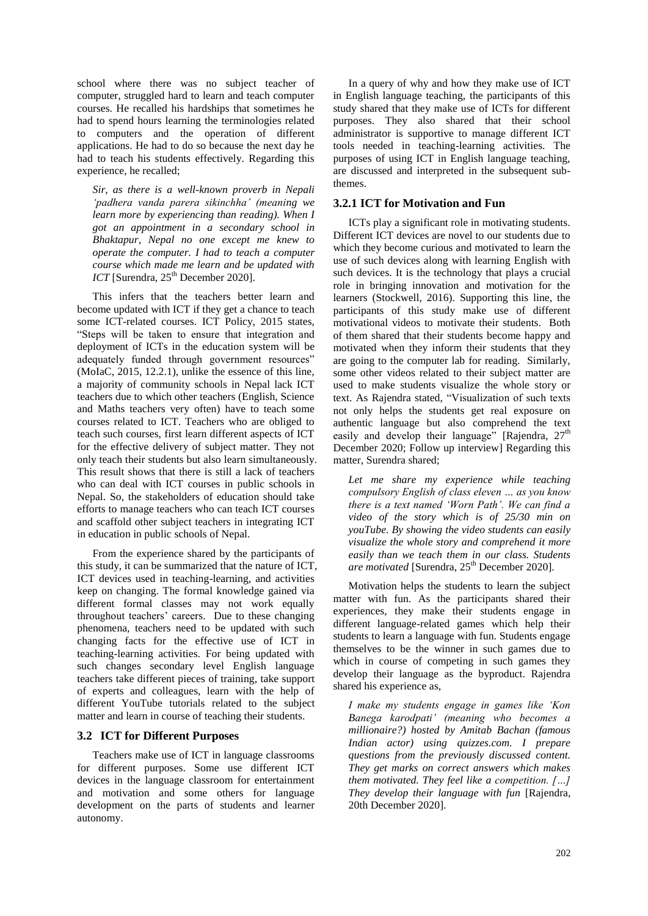school where there was no subject teacher of computer, struggled hard to learn and teach computer courses. He recalled his hardships that sometimes he had to spend hours learning the terminologies related to computers and the operation of different applications. He had to do so because the next day he had to teach his students effectively. Regarding this experience, he recalled;

*Sir, as there is a well-known proverb in Nepali 'padhera vanda parera sikinchha' (meaning we learn more by experiencing than reading). When I got an appointment in a secondary school in Bhaktapur, Nepal no one except me knew to operate the computer. I had to teach a computer course which made me learn and be updated with ICT* [Surendra, 25th December 2020].

This infers that the teachers better learn and become updated with ICT if they get a chance to teach some ICT-related courses. ICT Policy, 2015 states, "Steps will be taken to ensure that integration and deployment of ICTs in the education system will be adequately funded through government resources" (MoIaC, 2015, 12.2.1), unlike the essence of this line, a majority of community schools in Nepal lack ICT teachers due to which other teachers (English, Science and Maths teachers very often) have to teach some courses related to ICT. Teachers who are obliged to teach such courses, first learn different aspects of ICT for the effective delivery of subject matter. They not only teach their students but also learn simultaneously. This result shows that there is still a lack of teachers who can deal with ICT courses in public schools in Nepal. So, the stakeholders of education should take efforts to manage teachers who can teach ICT courses and scaffold other subject teachers in integrating ICT in education in public schools of Nepal.

From the experience shared by the participants of this study, it can be summarized that the nature of ICT, ICT devices used in teaching-learning, and activities keep on changing. The formal knowledge gained via different formal classes may not work equally throughout teachers' careers. Due to these changing phenomena, teachers need to be updated with such changing facts for the effective use of ICT in teaching-learning activities. For being updated with such changes secondary level English language teachers take different pieces of training, take support of experts and colleagues, learn with the help of different YouTube tutorials related to the subject matter and learn in course of teaching their students.

### 3.2 ICT for Different Purposes

Teachers make use of ICT in language classrooms for different purposes. Some use different ICT devices in the language classroom for entertainment and motivation and some others for language development on the parts of students and learner autonomy.

In a query of why and how they make use of ICT in English language teaching, the participants of this study shared that they make use of ICTs for different purposes. They also shared that their school administrator is supportive to manage different ICT tools needed in teaching-learning activities. The purposes of using ICT in English language teaching, are discussed and interpreted in the subsequent sub-themes.

#### 3.2.1 ICT for Motivation and Fun

ICTs play a significant role in motivating students. Different ICT devices are novel to our students due to which they become curious and motivated to learn the use of such devices along with learning English with such devices. It is the technology that plays a crucial role in bringing innovation and motivation for the learners (Stockwell, 2016). Supporting this line, the participants of this study make use of different motivational videos to motivate their students. Both of them shared that their students become happy and motivated when they inform their students that they are going to the computer lab for reading. Similarly, some other videos related to their subject matter are used to make students visualize the whole story or text. As Rajendra stated, "Visualization of such texts not only helps the students get real exposure on authentic language but also comprehend the text easily and develop their language" [Rajendra, 27th December 2020; Follow up interview] Regarding this matter, Surendra shared;

*Let me share my experience while teaching compulsory English of class eleven … as you know there is a text named 'Worn Path'. We can find a video of the story which is of 25/30 min on youTube. By showing the video students can easily visualize the whole story and comprehend it more easily than we teach them in our class. Students are motivated* [Surendra, 25th December 2020].

Motivation helps the students to learn the subject matter with fun. As the participants shared their experiences, they make their students engage in different language-related games which help their students to learn a language with fun. Students engage themselves to be the winner in such games due to which in course of competing in such games they develop their language as the byproduct. Rajendra shared his experience as,

*I make my students engage in games like 'Kon Banega karodpati' (meaning who becomes a millionaire?) hosted by Amitab Bachan (famous Indian actor) using quizzes.com. I prepare questions from the previously discussed content. They get marks on correct answers which makes them motivated. They feel like a competition. […] They develop their language with fun* [Rajendra, 20th December 2020].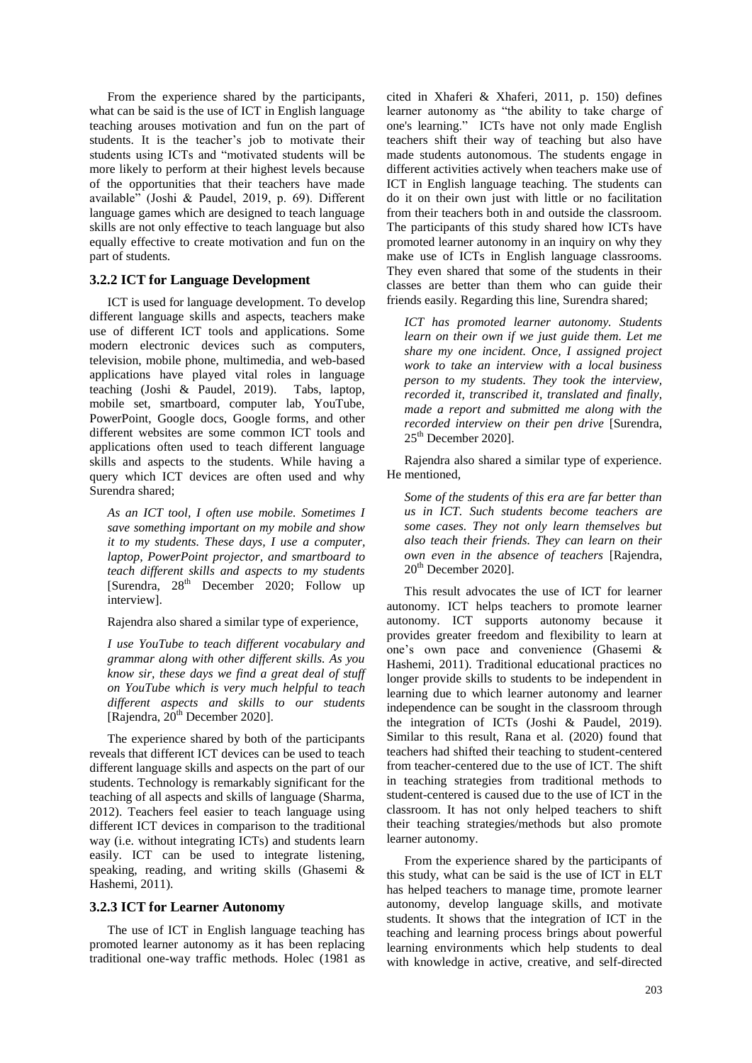From the experience shared by the participants, what can be said is the use of ICT in English language teaching arouses motivation and fun on the part of students. It is the teacher's job to motivate their students using ICTs and "motivated students will be more likely to perform at their highest levels because of the opportunities that their teachers have made available" (Joshi & Paudel, 2019, p. 69). Different language games which are designed to teach language skills are not only effective to teach language but also equally effective to create motivation and fun on the part of students.

### 3.2.2 ICT for Language Development

ICT is used for language development. To develop different language skills and aspects, teachers make use of different ICT tools and applications. Some modern electronic devices such as computers, television, mobile phone, multimedia, and web-based applications have played vital roles in language teaching (Joshi & Paudel, 2019). Tabs, laptop, mobile set, smartboard, computer lab, YouTube, PowerPoint, Google docs, Google forms, and other different websites are some common ICT tools and applications often used to teach different language skills and aspects to the students. While having a query which ICT devices are often used and why Surendra shared;

> *As an ICT tool, I often use mobile. Sometimes I save something important on my mobile and show it to my students. These days, I use a computer, laptop, PowerPoint projector, and smartboard to teach different skills and aspects to my students* [Surendra, 28th December 2020; Follow up interview].

Rajendra also shared a similar type of experience,

> *I use YouTube to teach different vocabulary and grammar along with other different skills. As you know sir, these days we find a great deal of stuff on YouTube which is very much helpful to teach different aspects and skills to our students* [Rajendra, 20th December 2020].

The experience shared by both of the participants reveals that different ICT devices can be used to teach different language skills and aspects on the part of our students. Technology is remarkably significant for the teaching of all aspects and skills of language (Sharma, 2012). Teachers feel easier to teach language using different ICT devices in comparison to the traditional way (i.e. without integrating ICTs) and students learn easily. ICT can be used to integrate listening, speaking, reading, and writing skills (Ghasemi & Hashemi, 2011).

### 3.2.3 ICT for Learner Autonomy

The use of ICT in English language teaching has promoted learner autonomy as it has been replacing traditional one-way traffic methods. Holec (1981 as cited in Xhaferi & Xhaferi, 2011, p. 150) defines learner autonomy as "the ability to take charge of one's learning." ICTs have not only made English teachers shift their way of teaching but also have made students autonomous. The students engage in different activities actively when teachers make use of ICT in English language teaching. The students can do it on their own just with little or no facilitation from their teachers both in and outside the classroom. The participants of this study shared how ICTs have promoted learner autonomy in an inquiry on why they make use of ICTs in English language classrooms. They even shared that some of the students in their classes are better than them who can guide their friends easily. Regarding this line, Surendra shared;

> *ICT has promoted learner autonomy. Students learn on their own if we just guide them. Let me share my one incident. Once, I assigned project work to take an interview with a local business person to my students. They took the interview, recorded it, transcribed it, translated and finally, made a report and submitted me along with the recorded interview on their pen drive* [Surendra, 25th December 2020].

Rajendra also shared a similar type of experience. He mentioned,

> *Some of the students of this era are far better than us in ICT. Such students become teachers are some cases. They not only learn themselves but also teach their friends. They can learn on their own even in the absence of teachers* [Rajendra, 20th December 2020].

This result advocates the use of ICT for learner autonomy. ICT helps teachers to promote learner autonomy. ICT supports autonomy because it provides greater freedom and flexibility to learn at one's own pace and convenience (Ghasemi & Hashemi, 2011). Traditional educational practices no longer provide skills to students to be independent in learning due to which learner autonomy and learner independence can be sought in the classroom through the integration of ICTs (Joshi & Paudel, 2019). Similar to this result, Rana et al. (2020) found that teachers had shifted their teaching to student-centered from teacher-centered due to the use of ICT. The shift in teaching strategies from traditional methods to student-centered is caused due to the use of ICT in the classroom. It has not only helped teachers to shift their teaching strategies/methods but also promote learner autonomy.

From the experience shared by the participants of this study, what can be said is the use of ICT in ELT has helped teachers to manage time, promote learner autonomy, develop language skills, and motivate students. It shows that the integration of ICT in the teaching and learning process brings about powerful learning environments which help students to deal with knowledge in active, creative, and self-directed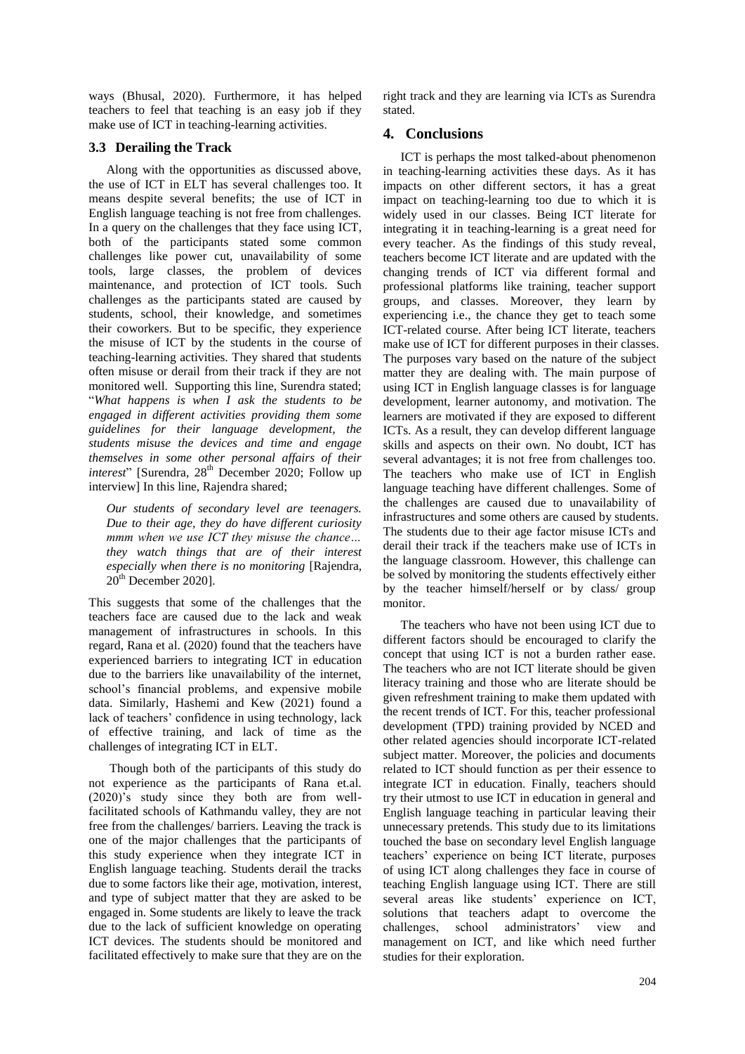ways (Bhusal, 2020). Furthermore, it has helped teachers to feel that teaching is an easy job if they make use of ICT in teaching-learning activities.

### 3.3 Derailing the Track

Along with the opportunities as discussed above, the use of ICT in ELT has several challenges too. It means despite several benefits; the use of ICT in English language teaching is not free from challenges. In a query on the challenges that they face using ICT, both of the participants stated some common challenges like power cut, unavailability of some tools, large classes, the problem of devices maintenance, and protection of ICT tools. Such challenges as the participants stated are caused by students, school, their knowledge, and sometimes their coworkers. But to be specific, they experience the misuse of ICT by the students in the course of teaching-learning activities. They shared that students often misuse or derail from their track if they are not monitored well. Supporting this line, Surendra stated; "*What happens is when I ask the students to be engaged in different activities providing them some guidelines for their language development, the students misuse the devices and time and engage themselves in some other personal affairs of their interest*" [Surendra, 28th December 2020; Follow up interview] In this line, Rajendra shared;

> *Our students of secondary level are teenagers. Due to their age, they do have different curiosity mmm when we use ICT they misuse the chance… they watch things that are of their interest especially when there is no monitoring* [Rajendra, 20th December 2020].

This suggests that some of the challenges that the teachers face are caused due to the lack and weak management of infrastructures in schools. In this regard, Rana et al. (2020) found that the teachers have experienced barriers to integrating ICT in education due to the barriers like unavailability of the internet, school's financial problems, and expensive mobile data. Similarly, Hashemi and Kew (2021) found a lack of teachers' confidence in using technology, lack of effective training, and lack of time as the challenges of integrating ICT in ELT.

Though both of the participants of this study do not experience as the participants of Rana et.al. (2020)'s study since they both are from well-facilitated schools of Kathmandu valley, they are not free from the challenges/ barriers. Leaving the track is one of the major challenges that the participants of this study experience when they integrate ICT in English language teaching. Students derail the tracks due to some factors like their age, motivation, interest, and type of subject matter that they are asked to be engaged in. Some students are likely to leave the track due to the lack of sufficient knowledge on operating ICT devices. The students should be monitored and facilitated effectively to make sure that they are on the right track and they are learning via ICTs as Surendra stated.

## 4. Conclusions

ICT is perhaps the most talked-about phenomenon in teaching-learning activities these days. As it has impacts on other different sectors, it has a great impact on teaching-learning too due to which it is widely used in our classes. Being ICT literate for integrating it in teaching-learning is a great need for every teacher. As the findings of this study reveal, teachers become ICT literate and are updated with the changing trends of ICT via different formal and professional platforms like training, teacher support groups, and classes. Moreover, they learn by experiencing i.e., the chance they get to teach some ICT-related course. After being ICT literate, teachers make use of ICT for different purposes in their classes. The purposes vary based on the nature of the subject matter they are dealing with. The main purpose of using ICT in English language classes is for language development, learner autonomy, and motivation. The learners are motivated if they are exposed to different ICTs. As a result, they can develop different language skills and aspects on their own. No doubt, ICT has several advantages; it is not free from challenges too. The teachers who make use of ICT in English language teaching have different challenges. Some of the challenges are caused due to unavailability of infrastructures and some others are caused by students. The students due to their age factor misuse ICTs and derail their track if the teachers make use of ICTs in the language classroom. However, this challenge can be solved by monitoring the students effectively either by the teacher himself/herself or by class/ group monitor.

The teachers who have not been using ICT due to different factors should be encouraged to clarify the concept that using ICT is not a burden rather ease. The teachers who are not ICT literate should be given literacy training and those who are literate should be given refreshment training to make them updated with the recent trends of ICT. For this, teacher professional development (TPD) training provided by NCED and other related agencies should incorporate ICT-related subject matter. Moreover, the policies and documents related to ICT should function as per their essence to integrate ICT in education. Finally, teachers should try their utmost to use ICT in education in general and English language teaching in particular leaving their unnecessary pretends. This study due to its limitations touched the base on secondary level English language teachers' experience on being ICT literate, purposes of using ICT along challenges they face in course of teaching English language using ICT. There are still several areas like students' experience on ICT, solutions that teachers adapt to overcome the challenges, school administrators' view and management on ICT, and like which need further studies for their exploration.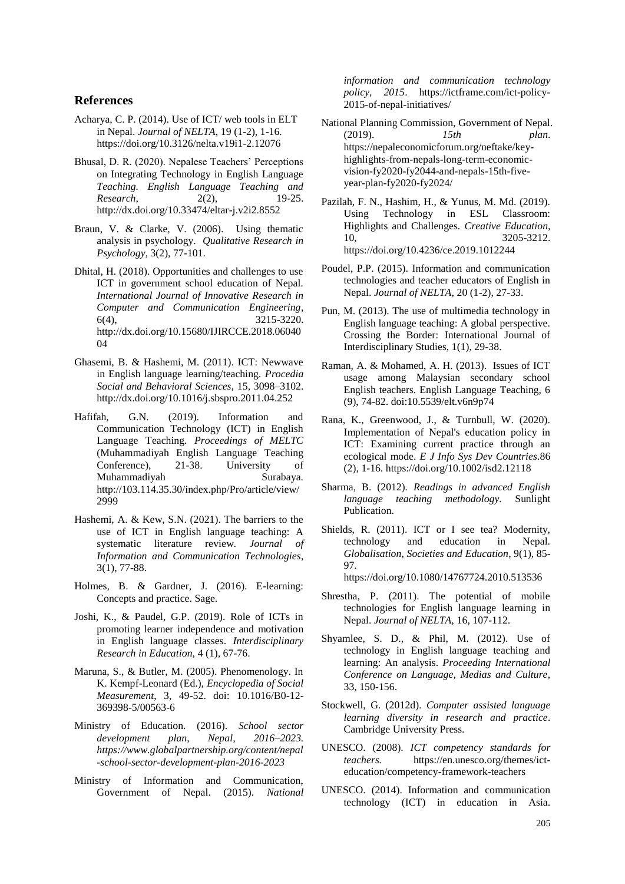## References

Acharya, C. P. (2014). Use of ICT/ web tools in ELT in Nepal. *Journal of NELTA*, 19 (1-2), 1-16. https://doi.org/10.3126/nelta.v19i1-2.12076

Bhusal, D. R. (2020). Nepalese Teachers' Perceptions on Integrating Technology in English Language Teaching. *English Language Teaching and Research*, 2(2), 19-25. http://dx.doi.org/10.33474/eltar-j.v2i2.8552

Braun, V. & Clarke, V. (2006). Using thematic analysis in psychology. *Qualitative Research in Psychology*, 3(2), 77-101.

Dhital, H. (2018). Opportunities and challenges to use ICT in government school education of Nepal. *International Journal of Innovative Research in Computer and Communication Engineering*, 6(4), 3215-3220. http://dx.doi.org/10.15680/IJIRCCE.2018.0604004

Ghasemi, B. & Hashemi, M. (2011). ICT: Newwave in English language learning/teaching. *Procedia Social and Behavioral Sciences*, 15, 3098–3102. http://dx.doi.org/10.1016/j.sbspro.2011.04.252

Hafifah, G.N. (2019). Information and Communication Technology (ICT) in English Language Teaching. *Proceedings of MELTC* (Muhammadiyah English Language Teaching Conference), 21-38. University of Muhammadiyah Surabaya. http://103.114.35.30/index.php/Pro/article/view/2999

Hashemi, A. & Kew, S.N. (2021). The barriers to the use of ICT in English language teaching: A systematic literature review. *Journal of Information and Communication Technologies*, 3(1), 77-88.

Holmes, B. & Gardner, J. (2016). E-learning: Concepts and practice. Sage.

Joshi, K., & Paudel, G.P. (2019). Role of ICTs in promoting learner independence and motivation in English language classes. *Interdisciplinary Research in Education*, 4 (1), 67-76.

Maruna, S., & Butler, M. (2005). Phenomenology. In K. Kempf-Leonard (Ed.), *Encyclopedia of Social Measurement*, 3, 49-52. doi: 10.1016/B0-12-369398-5/00563-6

Ministry of Education. (2016). *School sector development plan, Nepal, 2016–2023. https://www.globalpartnership.org/content/nepal-school-sector-development-plan-2016-2023*

Ministry of Information and Communication, Government of Nepal. (2015). *National information and communication technology policy, 2015*. https://ictframe.com/ict-policy-2015-of-nepal-initiatives/

National Planning Commission, Government of Nepal. (2019). *15th plan*. https://nepaleconomicforum.org/neftake/key-highlights-from-nepals-long-term-economic-vision-fy2020-fy2044-and-nepals-15th-five-year-plan-fy2020-fy2024/

Pazilah, F. N., Hashim, H., & Yunus, M. Md. (2019). Using Technology in ESL Classroom: Highlights and Challenges. *Creative Education*, 10, 3205-3212. https://doi.org/10.4236/ce.2019.1012244

Poudel, P.P. (2015). Information and communication technologies and teacher educators of English in Nepal. *Journal of NELTA*, 20 (1-2), 27-33.

Pun, M. (2013). The use of multimedia technology in English language teaching: A global perspective. Crossing the Border: International Journal of Interdisciplinary Studies, 1(1), 29-38.

Raman, A. & Mohamed, A. H. (2013). Issues of ICT usage among Malaysian secondary school English teachers. English Language Teaching, 6 (9), 74-82. doi:10.5539/elt.v6n9p74

Rana, K., Greenwood, J., & Turnbull, W. (2020). Implementation of Nepal's education policy in ICT: Examining current practice through an ecological mode. *E J Info Sys Dev Countries*.86 (2), 1-16. https://doi.org/10.1002/isd2.12118

Sharma, B. (2012). *Readings in advanced English language teaching methodology*. Sunlight Publication.

Shields, R. (2011). ICT or I see tea? Modernity, technology and education in Nepal. *Globalisation, Societies and Education*, 9(1), 85-97. https://doi.org/10.1080/14767724.2010.513536

Shrestha, P. (2011). The potential of mobile technologies for English language learning in Nepal. *Journal of NELTA*, 16, 107-112.

Shyamlee, S. D., & Phil, M. (2012). Use of technology in English language teaching and learning: An analysis. *Proceeding International Conference on Language, Medias and Culture*, 33, 150-156.

Stockwell, G. (2012d). *Computer assisted language learning diversity in research and practice*. Cambridge University Press.

UNESCO. (2008). *ICT competency standards for teachers.* https://en.unesco.org/themes/ict-education/competency-framework-teachers

UNESCO. (2014). Information and communication technology (ICT) in education in Asia.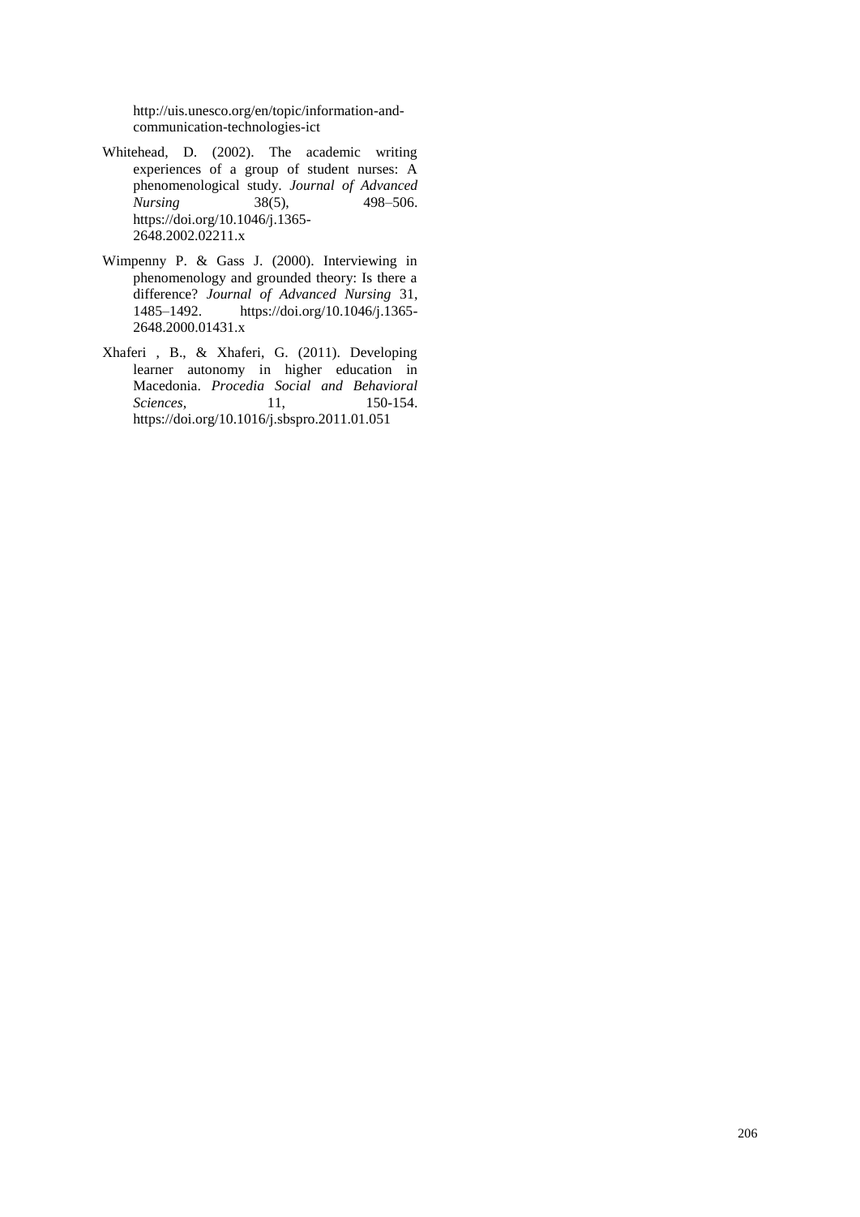http://uis.unesco.org/en/topic/information-and-communication-technologies-ict

Whitehead, D. (2002). The academic writing experiences of a group of student nurses: A phenomenological study. *Journal of Advanced Nursing* 38(5), 498–506. https://doi.org/10.1046/j.1365-2648.2002.02211.x

Wimpenny P. & Gass J. (2000). Interviewing in phenomenology and grounded theory: Is there a difference? *Journal of Advanced Nursing* 31, 1485–1492. https://doi.org/10.1046/j.1365-2648.2000.01431.x

Xhaferi , B., & Xhaferi, G. (2011). Developing learner autonomy in higher education in Macedonia. *Procedia Social and Behavioral Sciences*, 11, 150-154. https://doi.org/10.1016/j.sbspro.2011.01.051